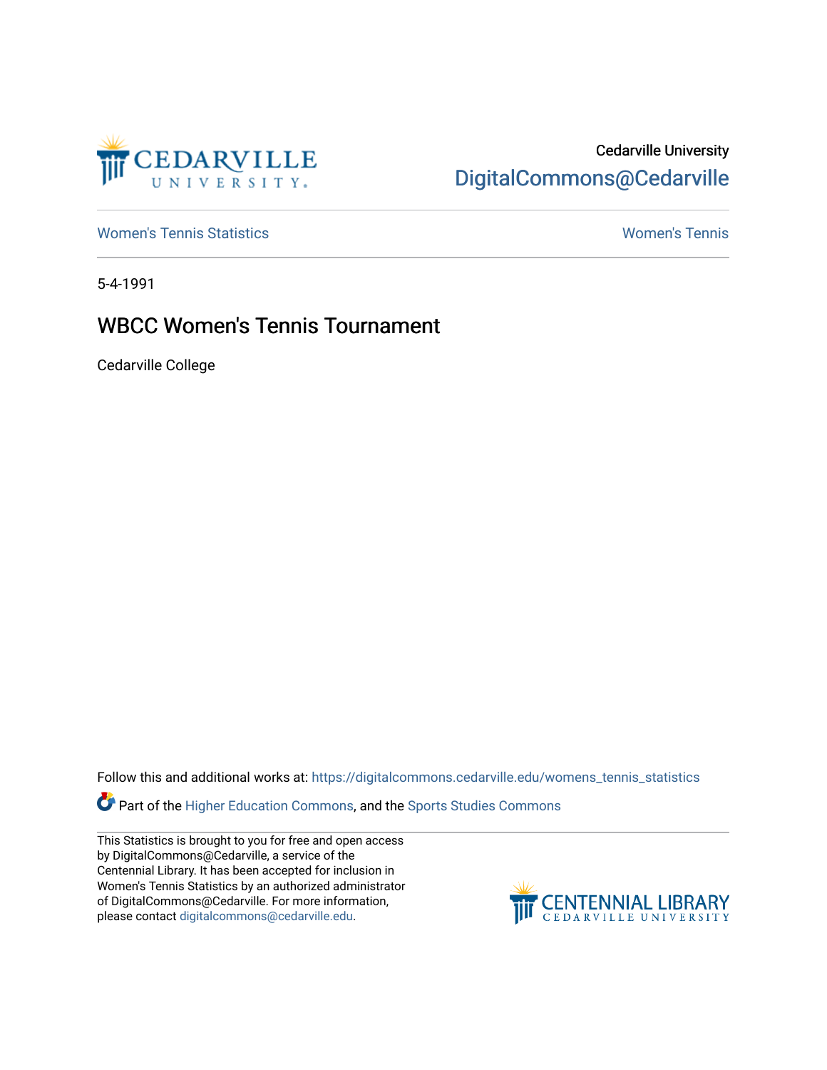Cedarville University
DigitalCommons@Cedarville

Women's Tennis Statistics | Women's Tennis

5-4-1991

# WBCC Women's Tennis Tournament

Cedarville College

Follow this and additional works at: https://digitalcommons.cedarville.edu/womens_tennis_statistics

Part of the Higher Education Commons, and the Sports Studies Commons

This Statistics is brought to you for free and open access by DigitalCommons@Cedarville, a service of the Centennial Library. It has been accepted for inclusion in Women's Tennis Statistics by an authorized administrator of DigitalCommons@Cedarville. For more information, please contact digitalcommons@cedarville.edu.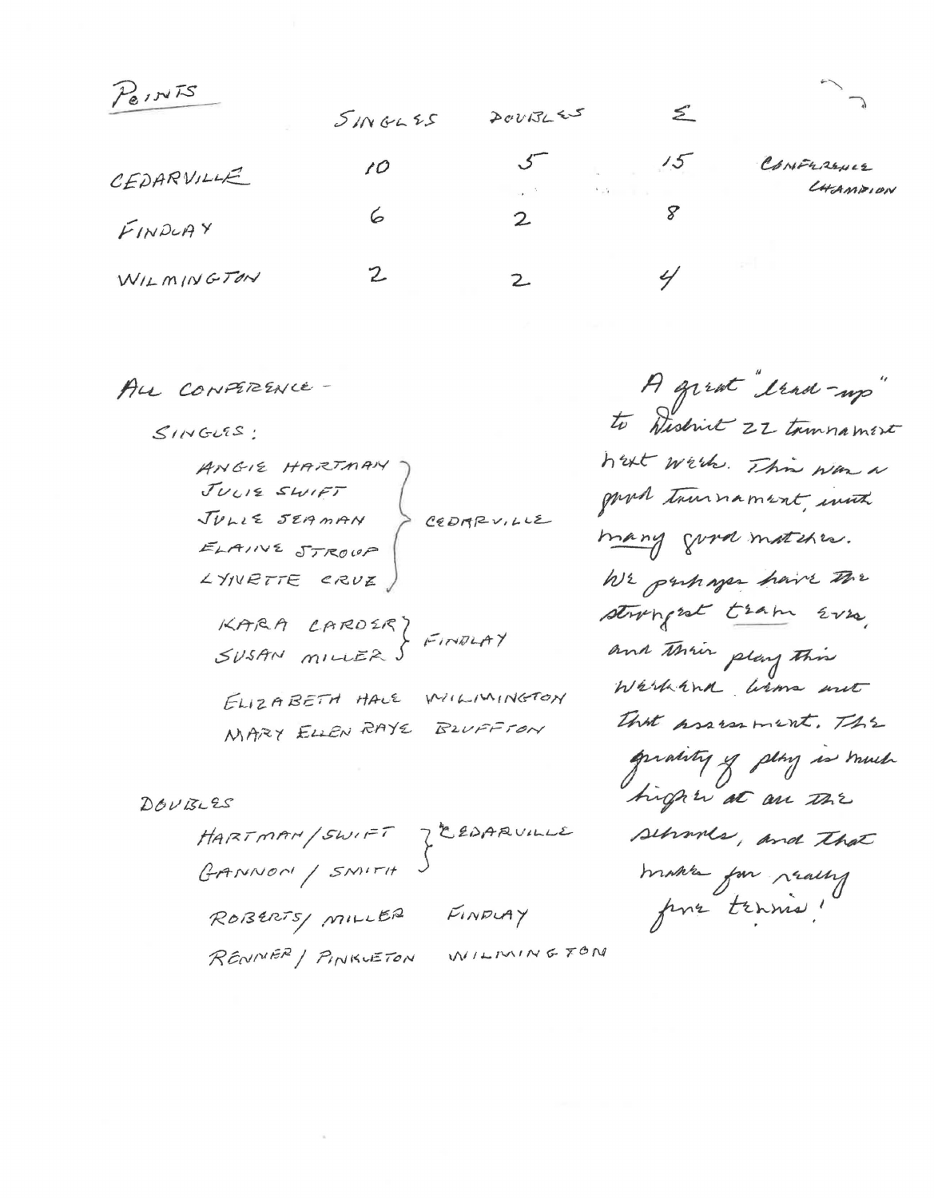## POINTS

| | SINGLES | DOUBLES | Σ | |
|---|---|---|---|---|
| CEDARVILLE | 10 | 5 | 15 | CONFERENCE CHAMPION |
| FINDLAY | 6 | 2 | 8 | |
| WILMINGTON | 2 | 2 | 4 | |

ALL CONFERENCE -

SINGLES:

ANGIE HARTMAN
JULIE SWIFT
JULIE SEAMAN
ELAINE STROUP
LYNETTE CRUZ
} CEDARVILLE

KARA CARDER
SUSAN MILLER
} FINDLAY

ELIZABETH HALE WILMINGTON
MARY ELLEN RAYE BLUFFTON

DOUBLES

HARTMAN / SWIFT
GANNON / SMITH
} CEDARVILLE

ROBERTS / MILLER FINDLAY
RENNER / PINKERTON WILMINGTON

A great "lead-up" to District 22 tournament next week. This was a good tournament, with many good matches. We perhaps have the strongest team ever, and their play this weekend bears out that assessment. The quality of play is much higher at all the schools, and that makes for really fine tennis!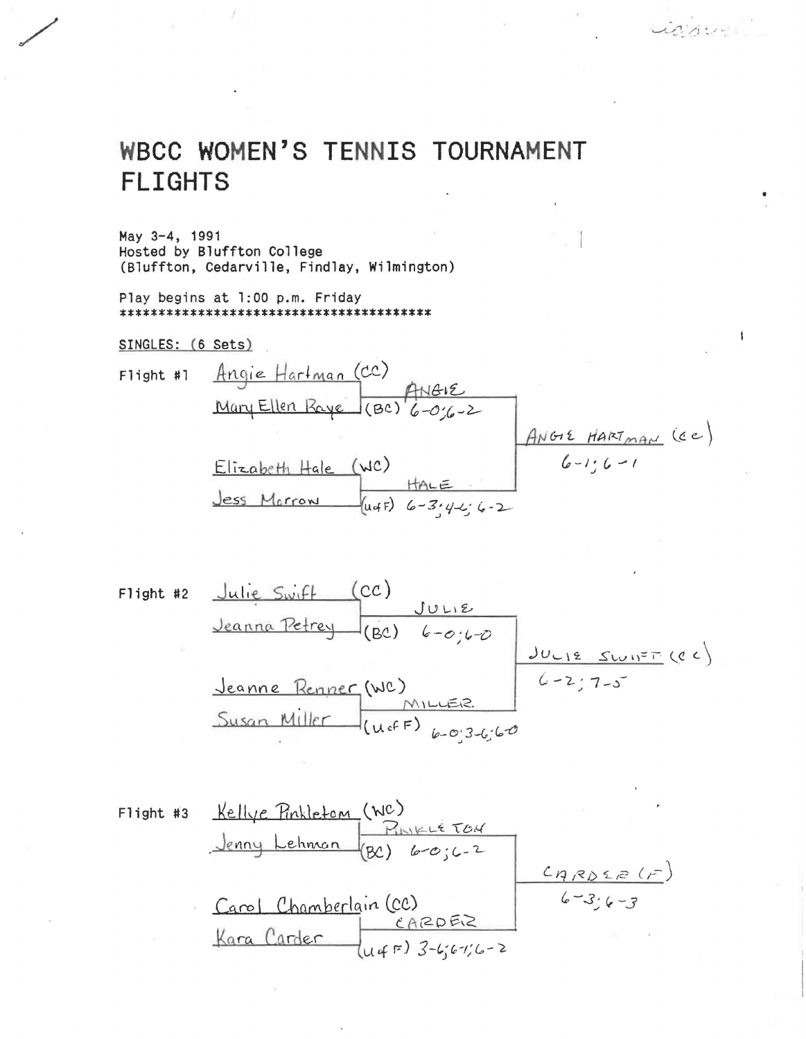# WBCC WOMEN'S TENNIS TOURNAMENT FLIGHTS

May 3-4, 1991
Hosted by Bluffton College
(Bluffton, Cedarville, Findlay, Wilmington)

Play begins at 1:00 p.m. Friday
****************************************

SINGLES: (6 Sets)

**Flight #1**

- Angie Hartman (CC) vs. Mary Ellen Raye (BC) — ANGIE 6-0; 6-2
- Elizabeth Hale (WC) vs. Jess Morrow (U of F) — HALE 6-3; 4-6; 6-2
- Final: ANGIE HARTMAN (CC) 6-1; 6-1

**Flight #2**

- Julie Swift (CC) vs. Jeanna Petrey (BC) — JULIE 6-0; 6-0
- Jeanne Renner (WC) vs. Susan Miller (U of F) — MILLER 6-0; 3-6; 6-0
- Final: JULIE SWIFT (CC) 6-2; 7-5

**Flight #3**

- Kellye Pinkleton (WC) vs. Jenny Lehman (BC) — PINKLETON 6-0; 6-2
- Carol Chamberlain (CC) vs. Kara Carder (U of F) — CARDER 3-6; 6-1; 6-2
- Final: CARDER (F) 6-3; 6-3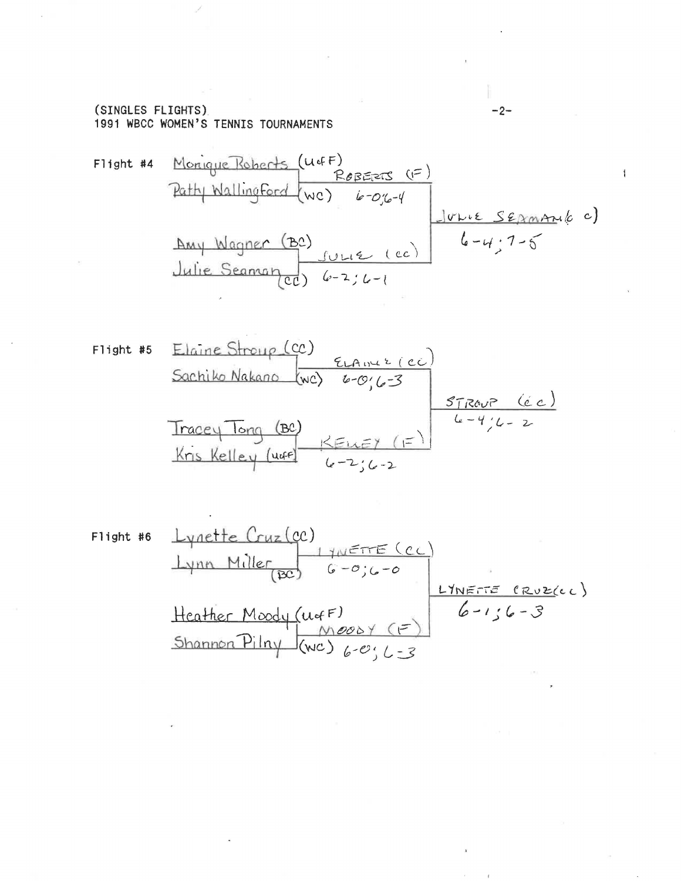(SINGLES FLIGHTS)
1991 WBCC WOMEN'S TENNIS TOURNAMENTS

**Flight #4**

| First Round | Semifinal Result | Final Result |
|---|---|---|
| Monique Roberts (UofF) vs. Patty Wallingford (WC) | ROBERTS (F) 6-0;6-4 | JULIE SEAMAN (CC) 6-4; 7-5 |
| Amy Wagner (BC) vs. Julie Seaman (CC) | JULIE (CC) 6-2; 6-1 | |

**Flight #5**

| First Round | Semifinal Result | Final Result |
|---|---|---|
| Elaine Stroup (CC) vs. Sachiko Nakano (WC) | ELAINE (CC) 6-0; 6-3 | STROUP (CC) 6-4; 6-2 |
| Tracey Tong (BC) vs. Kris Kelley (UofF) | KELLEY (F) 6-2; 6-2 | |

**Flight #6**

| First Round | Semifinal Result | Final Result |
|---|---|---|
| Lynette Cruz (CC) vs. Lynn Miller (BC) | LYNETTE (CC) 6-0; 6-0 | LYNETTE CRUZ (CC) 6-1; 6-3 |
| Heather Moody (UofF) vs. Shannon Pilny (WC) | MOODY (F) 6-0; 6-3 | |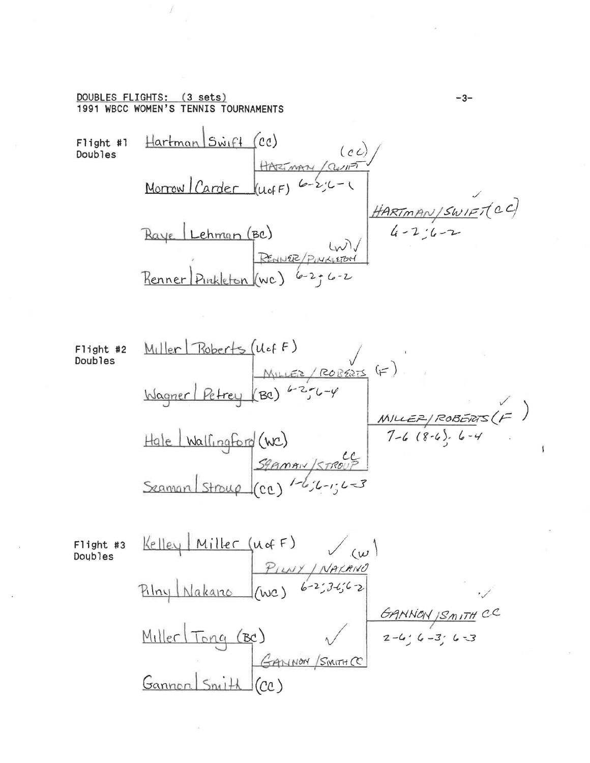DOUBLES FLIGHTS: (3 sets)
1991 WBCC WOMEN'S TENNIS TOURNAMENTS

**Flight #1 Doubles**

Hartman | Swift (CC)
Morrow | Carder (U of F)

HARTMAN / SWIFT (CC) ✓ 6-2; 6-1

Raye | Lehman (BC)
Renner | Pinkleton (WC)

RENNER / PINKLETON (W) ✓ 6-2; 6-2

HARTMAN / SWIFT (CC) ✓ 6-2; 6-2

**Flight #2 Doubles**

Miller | Roberts (U of F)
Wagner | Petrey (BC)

MILLER / ROBERTS (F) ✓ 6-2; 6-4

Hale | Wallingford (WC)
Seaman | Stroup (CC)

SEAMAN / STROUP CC 1-6; 6-1; 6-3

MILLER / ROBERTS (F) ✓ 7-6 (8-6); 6-4

**Flight #3 Doubles**

Kelley | Miller (U of F)
Pilny | Nakano (WC)

PILNY / NAKANO (W) ✓ 6-2; 3-6; 6-2

Miller | Tong (BC)
Gannon | Smith (CC)

GANNON / SMITH CC ✓

GANNON / SMITH CC ✓ 2-6; 6-3; 6-3